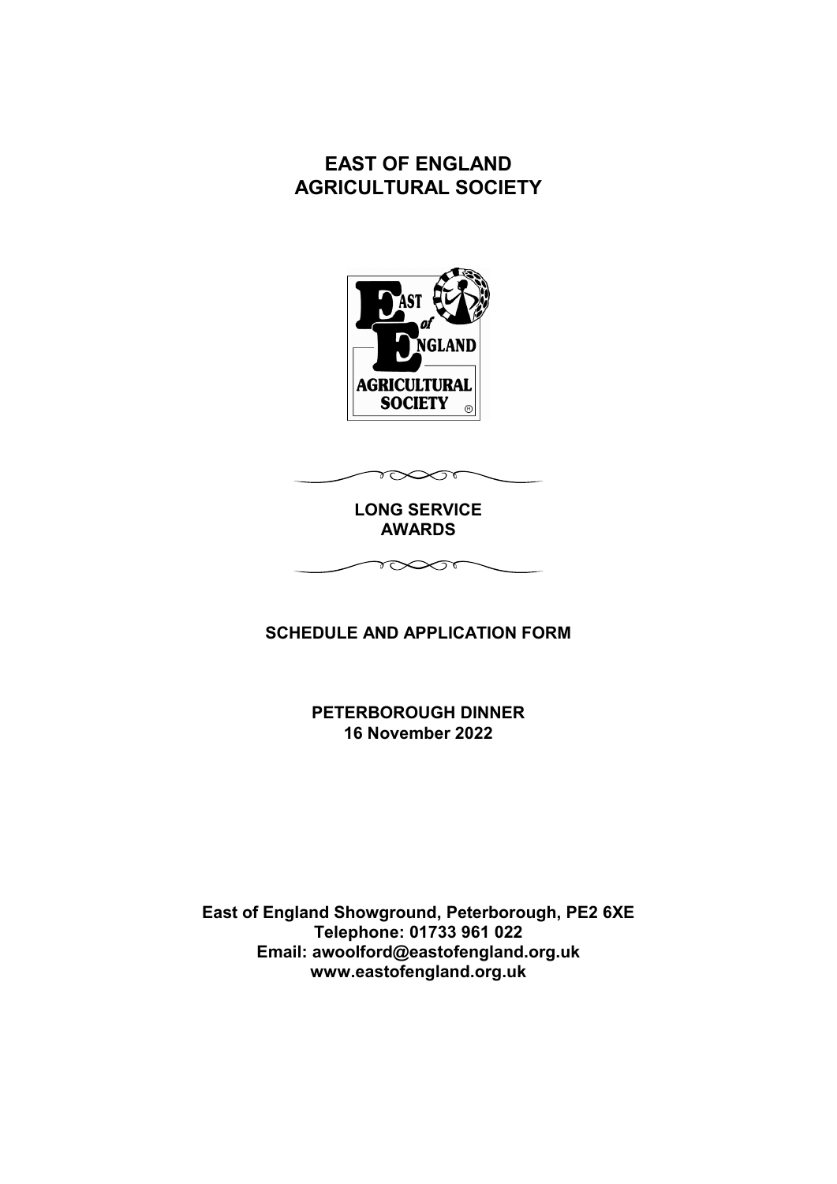# EAST OF ENGLAND AGRICULTURAL SOCIETY

## LONG SERVICE AWARDS

### SCHEDULE AND APPLICATION FORM

**PETERBOROUGH DINNER**
**16 November 2022**

**East of England Showground, Peterborough, PE2 6XE**
**Telephone: 01733 961 022**
**Email: awoolford@eastofengland.org.uk**
**www.eastofengland.org.uk**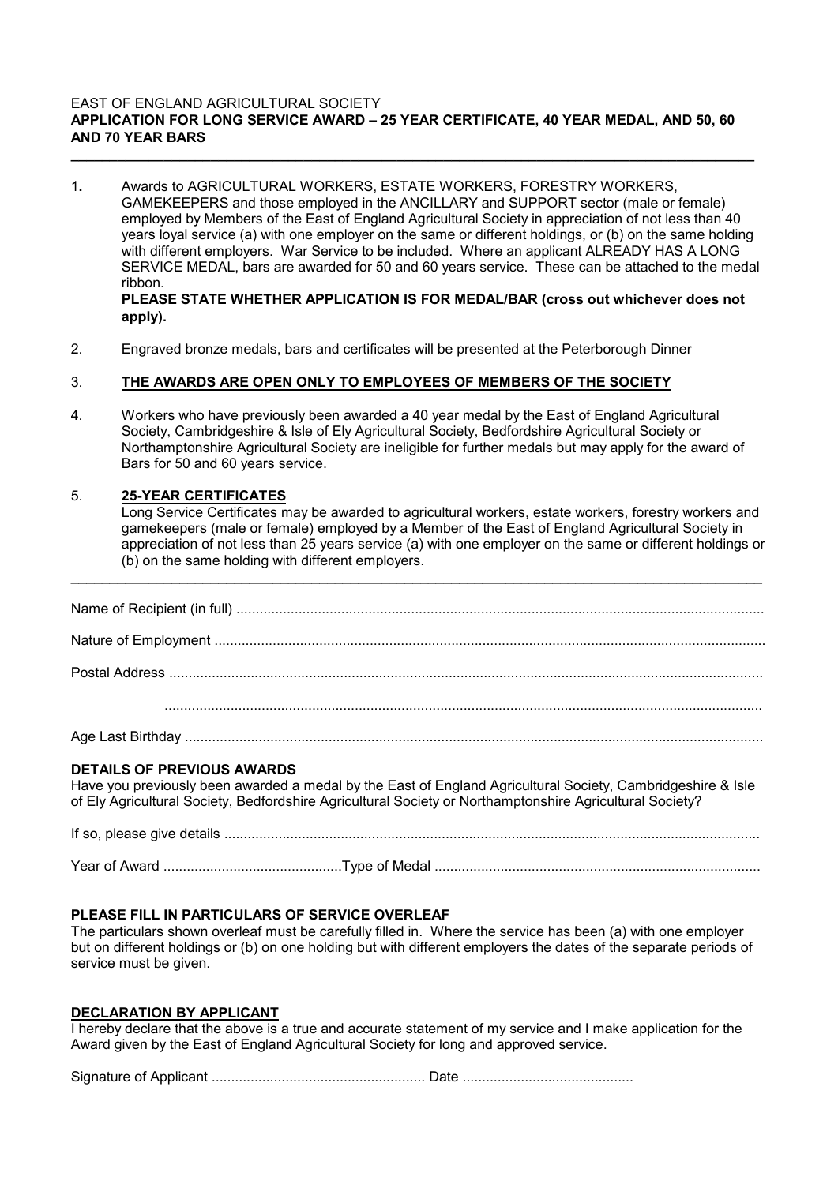EAST OF ENGLAND AGRICULTURAL SOCIETY

**APPLICATION FOR LONG SERVICE AWARD – 25 YEAR CERTIFICATE, 40 YEAR MEDAL, AND 50, 60 AND 70 YEAR BARS**

---

1. Awards to AGRICULTURAL WORKERS, ESTATE WORKERS, FORESTRY WORKERS, GAMEKEEPERS and those employed in the ANCILLARY and SUPPORT sector (male or female) employed by Members of the East of England Agricultural Society in appreciation of not less than 40 years loyal service (a) with one employer on the same or different holdings, or (b) on the same holding with different employers. War Service to be included. Where an applicant ALREADY HAS A LONG SERVICE MEDAL, bars are awarded for 50 and 60 years service. These can be attached to the medal ribbon.
   **PLEASE STATE WHETHER APPLICATION IS FOR MEDAL/BAR (cross out whichever does not apply).**

2. Engraved bronze medals, bars and certificates will be presented at the Peterborough Dinner

3. **THE AWARDS ARE OPEN ONLY TO EMPLOYEES OF MEMBERS OF THE SOCIETY**

4. Workers who have previously been awarded a 40 year medal by the East of England Agricultural Society, Cambridgeshire & Isle of Ely Agricultural Society, Bedfordshire Agricultural Society or Northamptonshire Agricultural Society are ineligible for further medals but may apply for the award of Bars for 50 and 60 years service.

5. **25-YEAR CERTIFICATES**
   Long Service Certificates may be awarded to agricultural workers, estate workers, forestry workers and gamekeepers (male or female) employed by a Member of the East of England Agricultural Society in appreciation of not less than 25 years service (a) with one employer on the same or different holdings or (b) on the same holding with different employers.

---

Name of Recipient (in full) ..........................................................................................................................

Nature of Employment ..................................................................................................................................

Postal Address ..............................................................................................................................................

..............................................................................................................................................

Age Last Birthday ..........................................................................................................................................

**DETAILS OF PREVIOUS AWARDS**

Have you previously been awarded a medal by the East of England Agricultural Society, Cambridgeshire & Isle of Ely Agricultural Society, Bedfordshire Agricultural Society or Northamptonshire Agricultural Society?

If so, please give details ................................................................................................................................

Year of Award .............................................Type of Medal ...................................................................................

**PLEASE FILL IN PARTICULARS OF SERVICE OVERLEAF**

The particulars shown overleaf must be carefully filled in. Where the service has been (a) with one employer but on different holdings or (b) on one holding but with different employers the dates of the separate periods of service must be given.

**DECLARATION BY APPLICANT**

I hereby declare that the above is a true and accurate statement of my service and I make application for the Award given by the East of England Agricultural Society for long and approved service.

Signature of Applicant ...................................................... Date ...........................................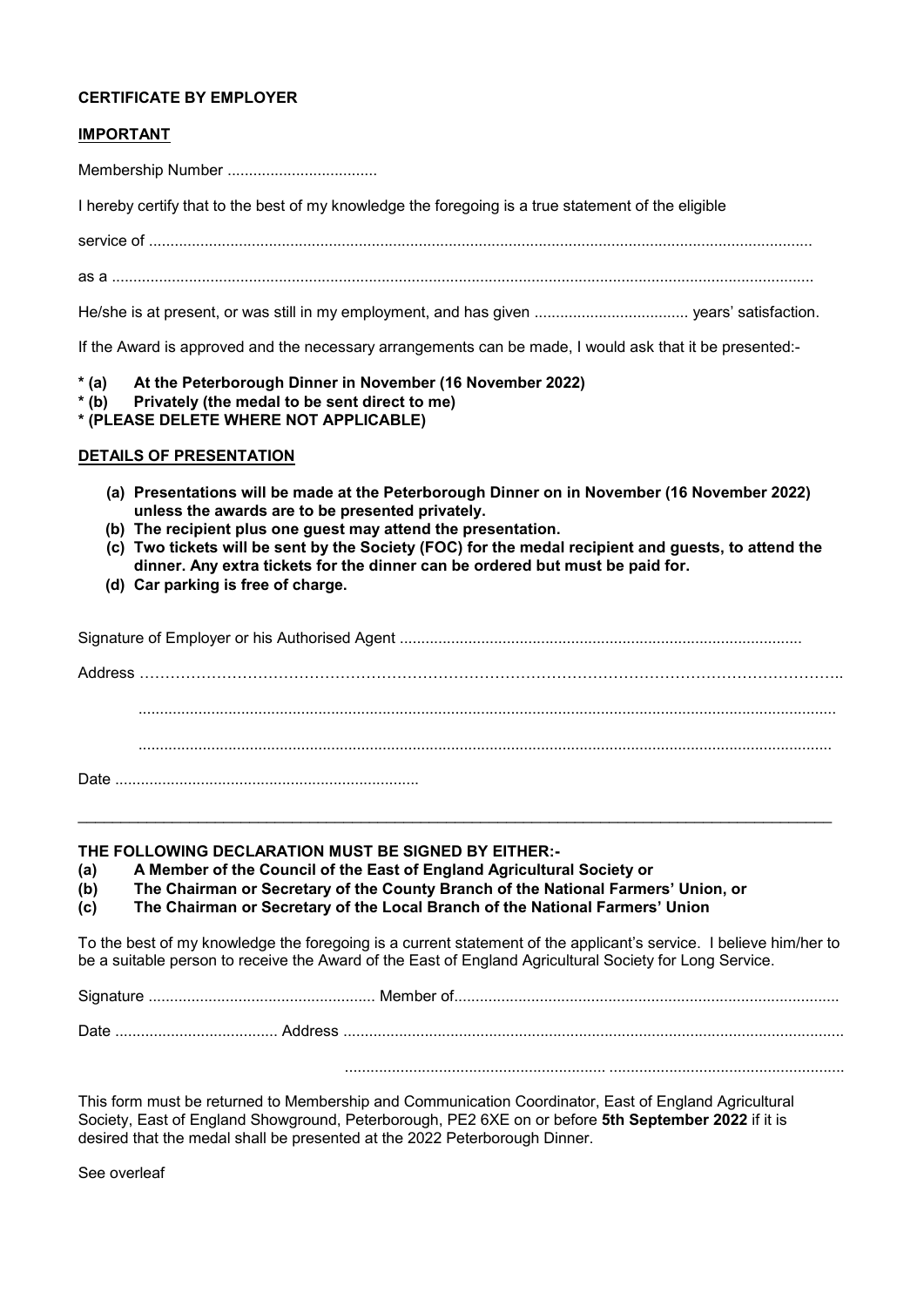**CERTIFICATE BY EMPLOYER**

**IMPORTANT**

Membership Number ...................................

I hereby certify that to the best of my knowledge the foregoing is a true statement of the eligible

service of ..........................................................................................................................................................

as a .................................................................................................................................................................

He/she is at present, or was still in my employment, and has given .................................... years' satisfaction.

If the Award is approved and the necessary arrangements can be made, I would ask that it be presented:-

**\* (a) At the Peterborough Dinner in November (16 November 2022)**
**\* (b) Privately (the medal to be sent direct to me)**
**\* (PLEASE DELETE WHERE NOT APPLICABLE)**

**DETAILS OF PRESENTATION**

- **(a) Presentations will be made at the Peterborough Dinner on in November (16 November 2022) unless the awards are to be presented privately.**
- **(b) The recipient plus one guest may attend the presentation.**
- **(c) Two tickets will be sent by the Society (FOC) for the medal recipient and guests, to attend the dinner. Any extra tickets for the dinner can be ordered but must be paid for.**
- **(d) Car parking is free of charge.**

Signature of Employer or his Authorised Agent .............................................................................................

Address ……………………………………………………………………………………………………………..

...............................................................................................................................................

...............................................................................................................................................

Date .......................................................................

---

**THE FOLLOWING DECLARATION MUST BE SIGNED BY EITHER:-**

**(a) A Member of the Council of the East of England Agricultural Society or**
**(b) The Chairman or Secretary of the County Branch of the National Farmers' Union, or**
**(c) The Chairman or Secretary of the Local Branch of the National Farmers' Union**

To the best of my knowledge the foregoing is a current statement of the applicant's service. I believe him/her to be a suitable person to receive the Award of the East of England Agricultural Society for Long Service.

Signature ..................................................... Member of.........................................................................................

Date ...................................... Address ....................................................................................................................

............................................................... .......................................................

This form must be returned to Membership and Communication Coordinator, East of England Agricultural Society, East of England Showground, Peterborough, PE2 6XE on or before **5th September 2022** if it is desired that the medal shall be presented at the 2022 Peterborough Dinner.

See overleaf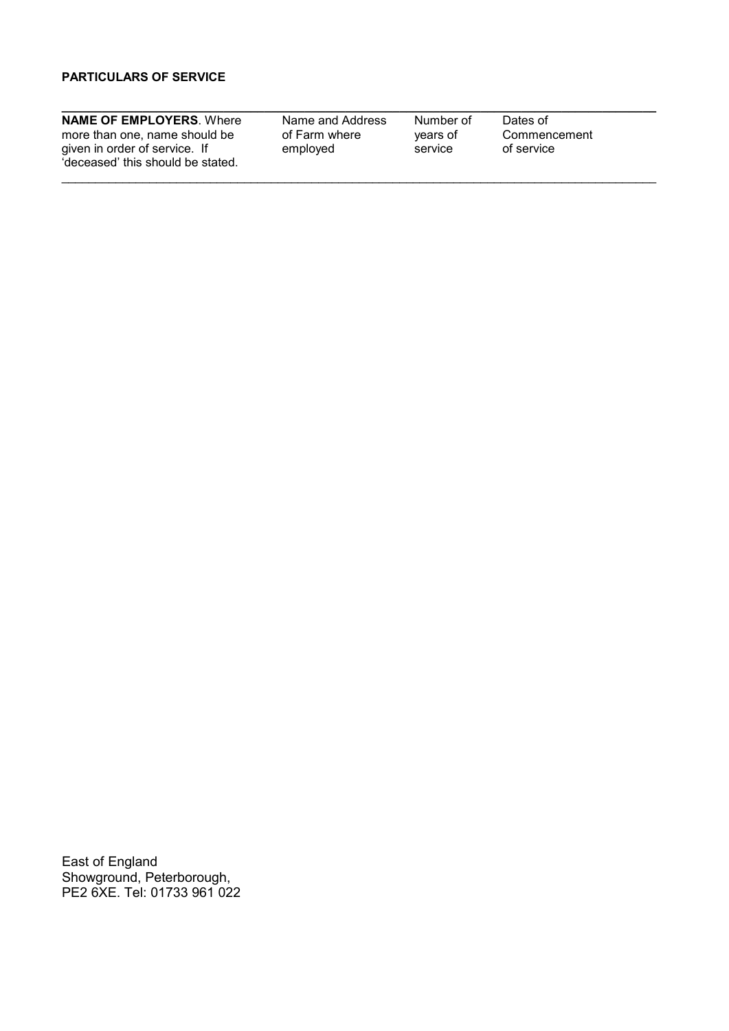**PARTICULARS OF SERVICE**

| **NAME OF EMPLOYERS**. Where more than one, name should be given in order of service. If 'deceased' this should be stated. | Name and Address of Farm where employed | Number of years of service | Dates of Commencement of service |
|---|---|---|---|

East of England Showground, Peterborough, PE2 6XE. Tel: 01733 961 022